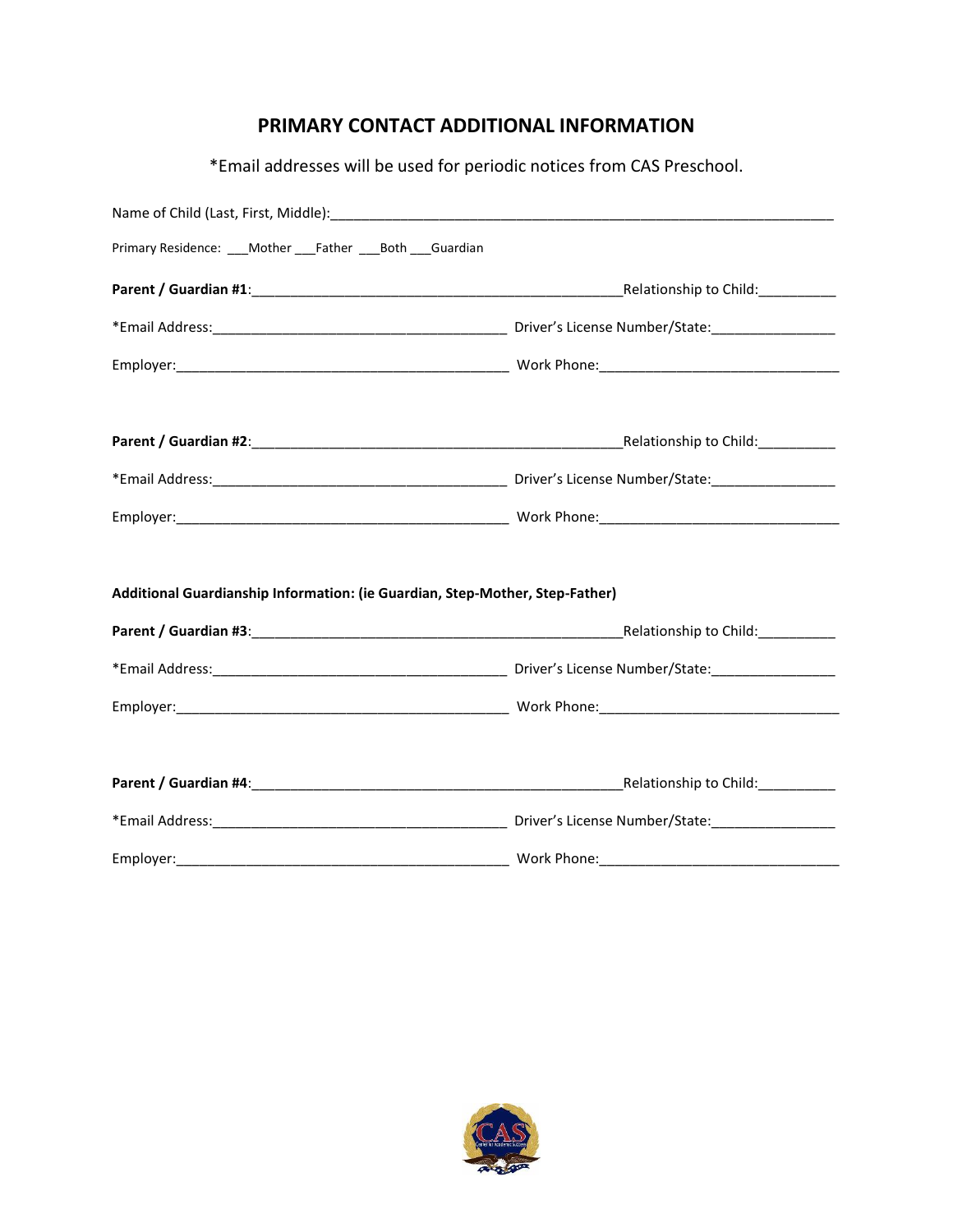## PRIMARY CONTACT ADDITIONAL INFORMATION

*Email addresses will be used for periodic notices from CAS Preschool.

Name of Child (Last, First, Middle):_____________________________________________________________________

Primary Residence: ___Mother ___Father ___Both ___Guardian

**Parent / Guardian #1**:__________________________________________________Relationship to Child:__________

*Email Address:_______________________________________ Driver's License Number/State:________________

Employer:____________________________________________ Work Phone:_______________________________

**Parent / Guardian #2**:__________________________________________________Relationship to Child:__________

*Email Address:_______________________________________ Driver's License Number/State:________________

Employer:____________________________________________ Work Phone:_______________________________

**Additional Guardianship Information: (ie Guardian, Step-Mother, Step-Father)**

**Parent / Guardian #3**:__________________________________________________Relationship to Child:__________

*Email Address:_______________________________________ Driver's License Number/State:________________

Employer:____________________________________________ Work Phone:_______________________________

**Parent / Guardian #4**:__________________________________________________Relationship to Child:__________

*Email Address:_______________________________________ Driver's License Number/State:________________

Employer:____________________________________________ Work Phone:_______________________________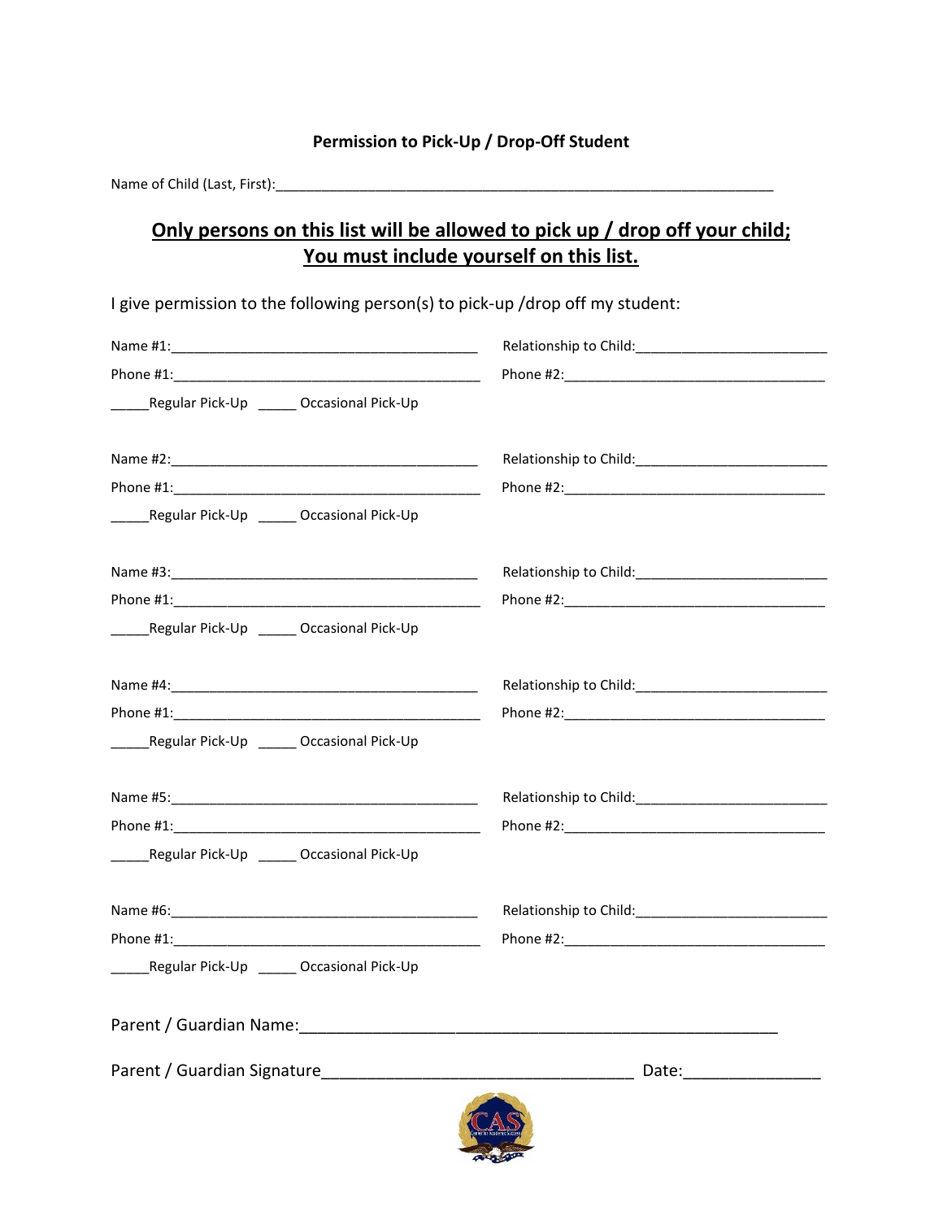**Permission to Pick-Up / Drop-Off Student**

Name of Child (Last, First):___________________________________________________________________

## **Only persons on this list will be allowed to pick up / drop off your child; You must include yourself on this list.**

I give permission to the following person(s) to pick-up /drop off my student:

Name #1:________________________________________ Relationship to Child:_________________________

Phone #1:________________________________________ Phone #2:__________________________________

_____Regular Pick-Up _____ Occasional Pick-Up

Name #2:________________________________________ Relationship to Child:_________________________

Phone #1:________________________________________ Phone #2:__________________________________

_____Regular Pick-Up _____ Occasional Pick-Up

Name #3:________________________________________ Relationship to Child:_________________________

Phone #1:________________________________________ Phone #2:__________________________________

_____Regular Pick-Up _____ Occasional Pick-Up

Name #4:________________________________________ Relationship to Child:_________________________

Phone #1:________________________________________ Phone #2:__________________________________

_____Regular Pick-Up _____ Occasional Pick-Up

Name #5:________________________________________ Relationship to Child:_________________________

Phone #1:________________________________________ Phone #2:__________________________________

_____Regular Pick-Up _____ Occasional Pick-Up

Name #6:________________________________________ Relationship to Child:_________________________

Phone #1:________________________________________ Phone #2:__________________________________

_____Regular Pick-Up _____ Occasional Pick-Up

Parent / Guardian Name:_______________________________________________________

Parent / Guardian Signature_________________________________ Date:______________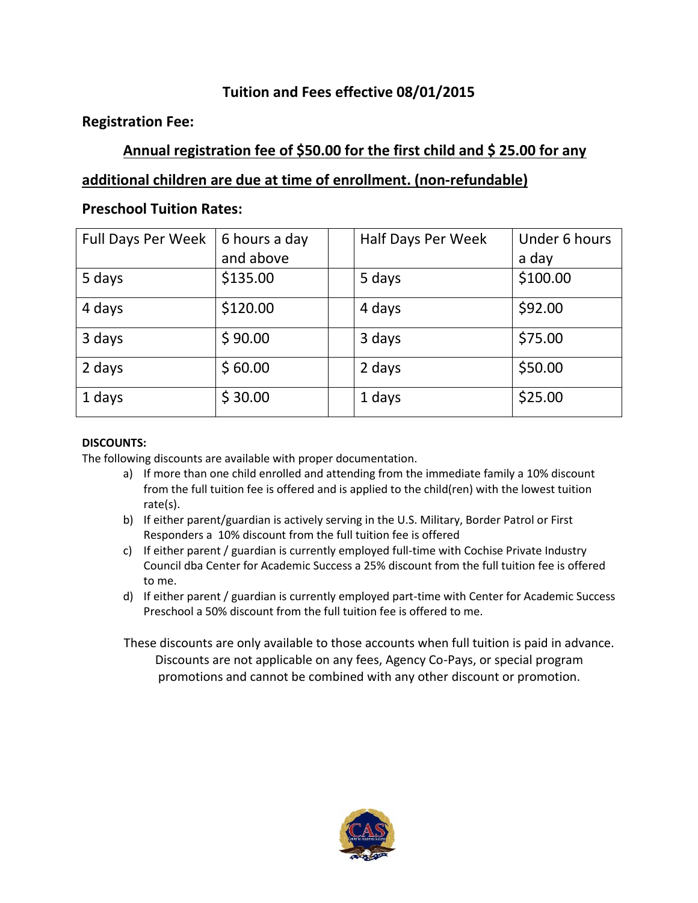## Tuition and Fees effective 08/01/2015

**Registration Fee:**

**Annual registration fee of $50.00 for the first child and $ 25.00 for any additional children are due at time of enrollment. (non-refundable)**

**Preschool Tuition Rates:**

| Full Days Per Week | 6 hours a day and above | | Half Days Per Week | Under 6 hours a day |
|---|---|---|---|---|
| 5 days | $135.00 | | 5 days | $100.00 |
| 4 days | $120.00 | | 4 days | $92.00 |
| 3 days | $ 90.00 | | 3 days | $75.00 |
| 2 days | $ 60.00 | | 2 days | $50.00 |
| 1 days | $ 30.00 | | 1 days | $25.00 |

**DISCOUNTS:**

The following discounts are available with proper documentation.

a) If more than one child enrolled and attending from the immediate family a 10% discount from the full tuition fee is offered and is applied to the child(ren) with the lowest tuition rate(s).

b) If either parent/guardian is actively serving in the U.S. Military, Border Patrol or First Responders a 10% discount from the full tuition fee is offered

c) If either parent / guardian is currently employed full-time with Cochise Private Industry Council dba Center for Academic Success a 25% discount from the full tuition fee is offered to me.

d) If either parent / guardian is currently employed part-time with Center for Academic Success Preschool a 50% discount from the full tuition fee is offered to me.

These discounts are only available to those accounts when full tuition is paid in advance. Discounts are not applicable on any fees, Agency Co-Pays, or special program promotions and cannot be combined with any other discount or promotion.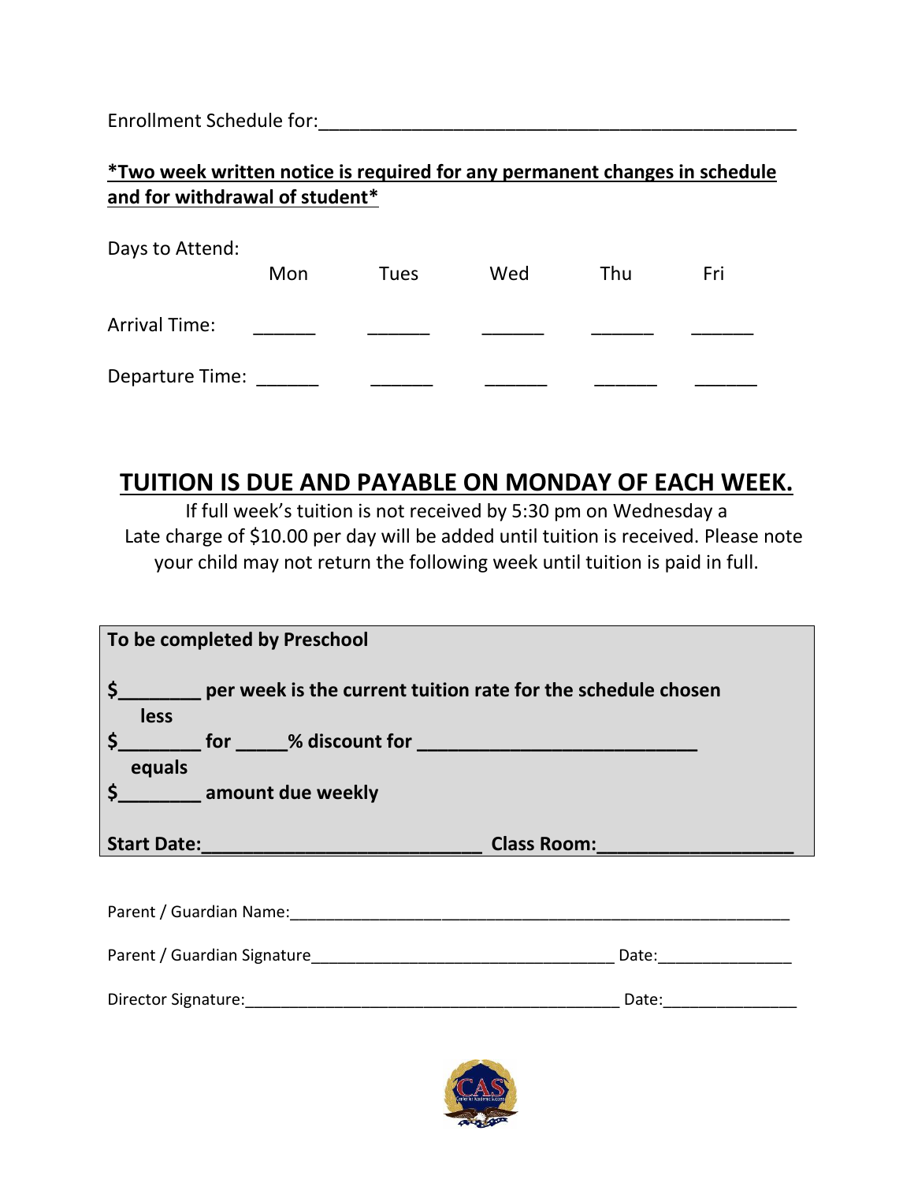Enrollment Schedule for:_______________________________________________

***Two week written notice is required for any permanent changes in schedule and for withdrawal of student***

| Days to Attend: | Mon | Tues | Wed | Thu | Fri |
|---|---|---|---|---|---|
| Arrival Time: | ______ | ______ | ______ | ______ | ______ |
| Departure Time: | ______ | ______ | ______ | ______ | ______ |

## TUITION IS DUE AND PAYABLE ON MONDAY OF EACH WEEK.

If full week's tuition is not received by 5:30 pm on Wednesday a Late charge of $10.00 per day will be added until tuition is received. Please note your child may not return the following week until tuition is paid in full.

**To be completed by Preschool**

**$________ per week is the current tuition rate for the schedule chosen**
**less**
**$________ for _____% discount for ___________________________**
**equals**
**$________ amount due weekly**

**Start Date:___________________________ Class Room:___________________**

Parent / Guardian Name:___________________________________________________________

Parent / Guardian Signature___________________________________ Date:_______________

Director Signature:___________________________________________ Date:_______________